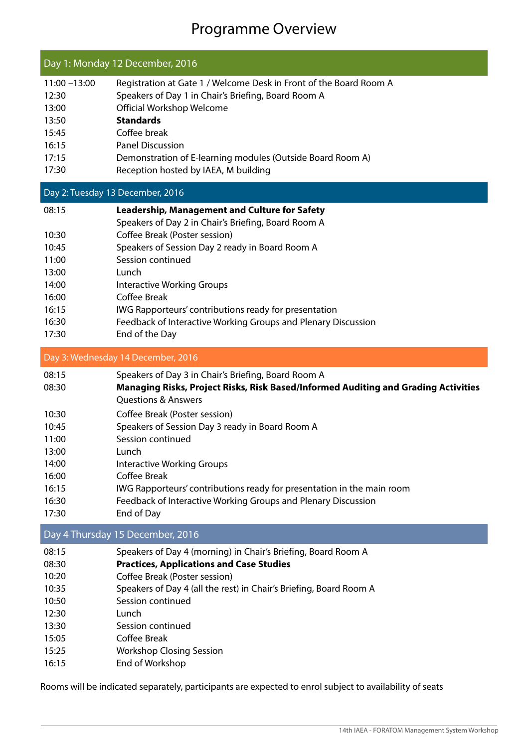# Programme Overview

## Day 1: Monday 12 December, 2016

| | |
|---|---|
| 11:00 –13:00 | Registration at Gate 1 / Welcome Desk in Front of the Board Room A |
| 12:30 | Speakers of Day 1 in Chair's Briefing, Board Room A |
| 13:00 | Official Workshop Welcome |
| 13:50 | **Standards** |
| 15:45 | Coffee break |
| 16:15 | Panel Discussion |
| 17:15 | Demonstration of E-learning modules (Outside Board Room A) |
| 17:30 | Reception hosted by IAEA, M building |

## Day 2: Tuesday 13 December, 2016

| | |
|---|---|
| 08:15 | **Leadership, Management and Culture for Safety** |
| | Speakers of Day 2 in Chair's Briefing, Board Room A |
| 10:30 | Coffee Break (Poster session) |
| 10:45 | Speakers of Session Day 2 ready in Board Room A |
| 11:00 | Session continued |
| 13:00 | Lunch |
| 14:00 | Interactive Working Groups |
| 16:00 | Coffee Break |
| 16:15 | IWG Rapporteurs' contributions ready for presentation |
| 16:30 | Feedback of Interactive Working Groups and Plenary Discussion |
| 17:30 | End of the Day |

## Day 3: Wednesday 14 December, 2016

| | |
|---|---|
| 08:15 | Speakers of Day 3 in Chair's Briefing, Board Room A |
| 08:30 | **Managing Risks, Project Risks, Risk Based/Informed Auditing and Grading Activities** |
| | Questions & Answers |
| 10:30 | Coffee Break (Poster session) |
| 10:45 | Speakers of Session Day 3 ready in Board Room A |
| 11:00 | Session continued |
| 13:00 | Lunch |
| 14:00 | Interactive Working Groups |
| 16:00 | Coffee Break |
| 16:15 | IWG Rapporteurs' contributions ready for presentation in the main room |
| 16:30 | Feedback of Interactive Working Groups and Plenary Discussion |
| 17:30 | End of Day |

## Day 4 Thursday 15 December, 2016

| | |
|---|---|
| 08:15 | Speakers of Day 4 (morning) in Chair's Briefing, Board Room A |
| 08:30 | **Practices, Applications and Case Studies** |
| 10:20 | Coffee Break (Poster session) |
| 10:35 | Speakers of Day 4 (all the rest) in Chair's Briefing, Board Room A |
| 10:50 | Session continued |
| 12:30 | Lunch |
| 13:30 | Session continued |
| 15:05 | Coffee Break |
| 15:25 | Workshop Closing Session |
| 16:15 | End of Workshop |

Rooms will be indicated separately, participants are expected to enrol subject to availability of seats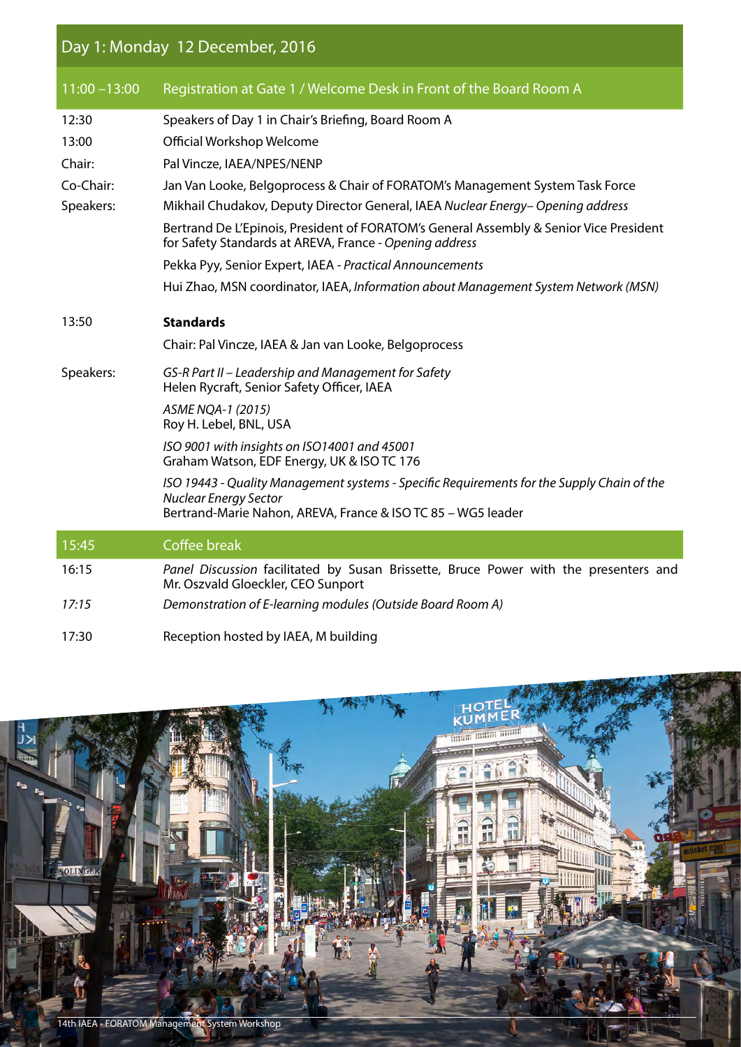## Day 1: Monday 12 December, 2016

| Time | Session |
|---|---|
| 11:00 –13:00 | Registration at Gate 1 / Welcome Desk in Front of the Board Room A |
| 12:30 | Speakers of Day 1 in Chair's Briefing, Board Room A |
| 13:00 | Official Workshop Welcome |
| Chair: | Pal Vincze, IAEA/NPES/NENP |
| Co-Chair: | Jan Van Looke, Belgoprocess & Chair of FORATOM's Management System Task Force |
| Speakers: | Mikhail Chudakov, Deputy Director General, IAEA *Nuclear Energy– Opening address* |
| | Bertrand De L'Epinois, President of FORATOM's General Assembly & Senior Vice President for Safety Standards at AREVA, France - *Opening address* |
| | Pekka Pyy, Senior Expert, IAEA - *Practical Announcements* |
| | Hui Zhao, MSN coordinator, IAEA, *Information about Management System Network (MSN)* |
| 13:50 | **Standards** |
| | Chair: Pal Vincze, IAEA & Jan van Looke, Belgoprocess |
| Speakers: | *GS-R Part II – Leadership and Management for Safety* Helen Rycraft, Senior Safety Officer, IAEA |
| | *ASME NQA-1 (2015)* Roy H. Lebel, BNL, USA |
| | *ISO 9001 with insights on ISO14001 and 45001* Graham Watson, EDF Energy, UK & ISO TC 176 |
| | *ISO 19443 - Quality Management systems - Specific Requirements for the Supply Chain of the Nuclear Energy Sector* Bertrand-Marie Nahon, AREVA, France & ISO TC 85 – WG5 leader |
| 15:45 | Coffee break |
| 16:15 | *Panel Discussion* facilitated by Susan Brissette, Bruce Power with the presenters and Mr. Oszvald Gloeckler, CEO Sunport |
| *17:15* | *Demonstration of E-learning modules (Outside Board Room A)* |
| 17:30 | Reception hosted by IAEA, M building |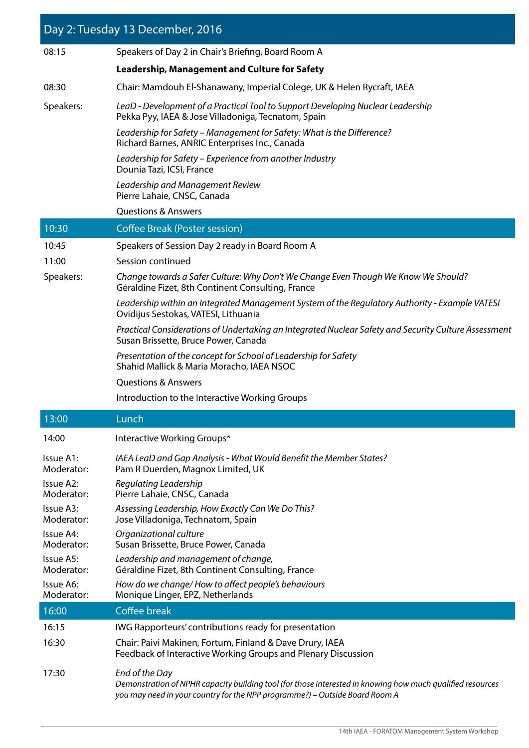## Day 2: Tuesday 13 December, 2016

| | |
|---|---|
| 08:15 | Speakers of Day 2 in Chair's Briefing, Board Room A |
| | **Leadership, Management and Culture for Safety** |
| 08:30 | Chair: Mamdouh El-Shanawany, Imperial Colege, UK & Helen Rycraft, IAEA |
| Speakers: | *LeaD - Development of a Practical Tool to Support Developing Nuclear Leadership*<br>Pekka Pyy, IAEA & Jose Villadoniga, Tecnatom, Spain |
| | *Leadership for Safety – Management for Safety: What is the Difference?*<br>Richard Barnes, ANRIC Enterprises Inc., Canada |
| | *Leadership for Safety – Experience from another Industry*<br>Dounia Tazi, ICSI, France |
| | *Leadership and Management Review*<br>Pierre Lahaie, CNSC, Canada |
| | Questions & Answers |
| **10:30** | **Coffee Break (Poster session)** |
| 10:45 | Speakers of Session Day 2 ready in Board Room A |
| 11:00 | Session continued |
| Speakers: | *Change towards a Safer Culture: Why Don't We Change Even Though We Know We Should?*<br>Géraldine Fizet, 8th Continent Consulting, France |
| | *Leadership within an Integrated Management System of the Regulatory Authority - Example VATESI*<br>Ovidijus Sestokas, VATESI, Lithuania |
| | *Practical Considerations of Undertaking an Integrated Nuclear Safety and Security Culture Assessment*<br>Susan Brissette, Bruce Power, Canada |
| | *Presentation of the concept for School of Leadership for Safety*<br>Shahid Mallick & Maria Moracho, IAEA NSOC |
| | Questions & Answers |
| | Introduction to the Interactive Working Groups |
| **13:00** | **Lunch** |
| 14:00 | Interactive Working Groups* |
| Issue A1:<br>Moderator: | *IAEA LeaD and Gap Analysis - What Would Benefit the Member States?*<br>Pam R Duerden, Magnox Limited, UK |
| Issue A2:<br>Moderator: | *Regulating Leadership*<br>Pierre Lahaie, CNSC, Canada |
| Issue A3:<br>Moderator: | *Assessing Leadership, How Exactly Can We Do This?*<br>Jose Villadoniga, Technatom, Spain |
| Issue A4:<br>Moderator: | *Organizational culture*<br>Susan Brissette, Bruce Power, Canada |
| Issue A5:<br>Moderator: | *Leadership and management of change,*<br>Géraldine Fizet, 8th Continent Consulting, France |
| Issue A6:<br>Moderator: | *How do we change/ How to affect people's behaviours*<br>Monique Linger, EPZ, Netherlands |
| **16:00** | **Coffee break** |
| 16:15 | IWG Rapporteurs' contributions ready for presentation |
| 16:30 | Chair: Paivi Makinen, Fortum, Finland & Dave Drury, IAEA<br>Feedback of Interactive Working Groups and Plenary Discussion |
| 17:30 | *End of the Day*<br>*Demonstration of NPHR capacity building tool (for those interested in knowing how much qualified resources you may need in your country for the NPP programme?) – Outside Board Room A* |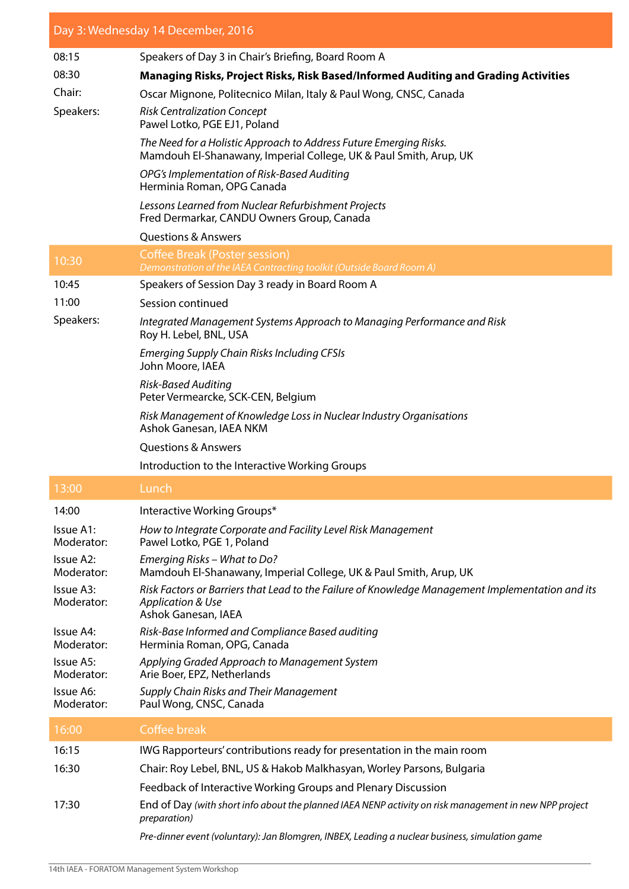## Day 3: Wednesday 14 December, 2016

| | |
|---|---|
| 08:15 | Speakers of Day 3 in Chair's Briefing, Board Room A |
| 08:30 | **Managing Risks, Project Risks, Risk Based/Informed Auditing and Grading Activities** |
| Chair: | Oscar Mignone, Politecnico Milan, Italy & Paul Wong, CNSC, Canada |
| Speakers: | *Risk Centralization Concept*<br>Pawel Lotko, PGE EJ1, Poland |
| | *The Need for a Holistic Approach to Address Future Emerging Risks.*<br>Mamdouh El-Shanawany, Imperial College, UK & Paul Smith, Arup, UK |
| | *OPG's Implementation of Risk-Based Auditing*<br>Herminia Roman, OPG Canada |
| | *Lessons Learned from Nuclear Refurbishment Projects*<br>Fred Dermarkar, CANDU Owners Group, Canada |
| | Questions & Answers |
| 10:30 | Coffee Break (Poster session)<br>*Demonstration of the IAEA Contracting toolkit (Outside Board Room A)* |
| 10:45 | Speakers of Session Day 3 ready in Board Room A |
| 11:00 | Session continued |
| Speakers: | *Integrated Management Systems Approach to Managing Performance and Risk*<br>Roy H. Lebel, BNL, USA |
| | *Emerging Supply Chain Risks Including CFSIs*<br>John Moore, IAEA |
| | *Risk-Based Auditing*<br>Peter Vermearcke, SCK-CEN, Belgium |
| | *Risk Management of Knowledge Loss in Nuclear Industry Organisations*<br>Ashok Ganesan, IAEA NKM |
| | Questions & Answers |
| | Introduction to the Interactive Working Groups |
| 13:00 | Lunch |
| 14:00 | Interactive Working Groups* |
| Issue A1:<br>Moderator: | *How to Integrate Corporate and Facility Level Risk Management*<br>Pawel Lotko, PGE 1, Poland |
| Issue A2:<br>Moderator: | *Emerging Risks – What to Do?*<br>Mamdouh El-Shanawany, Imperial College, UK & Paul Smith, Arup, UK |
| Issue A3:<br>Moderator: | *Risk Factors or Barriers that Lead to the Failure of Knowledge Management Implementation and its Application & Use*<br>Ashok Ganesan, IAEA |
| Issue A4:<br>Moderator: | *Risk-Base Informed and Compliance Based auditing*<br>Herminia Roman, OPG, Canada |
| Issue A5:<br>Moderator: | *Applying Graded Approach to Management System*<br>Arie Boer, EPZ, Netherlands |
| Issue A6:<br>Moderator: | *Supply Chain Risks and Their Management*<br>Paul Wong, CNSC, Canada |
| 16:00 | Coffee break |
| 16:15 | IWG Rapporteurs' contributions ready for presentation in the main room |
| 16:30 | Chair: Roy Lebel, BNL, US & Hakob Malkhasyan, Worley Parsons, Bulgaria |
| | Feedback of Interactive Working Groups and Plenary Discussion |
| 17:30 | End of Day *(with short info about the planned IAEA NENP activity on risk management in new NPP project preparation)* |
| | *Pre-dinner event (voluntary): Jan Blomgren, INBEX, Leading a nuclear business, simulation game* |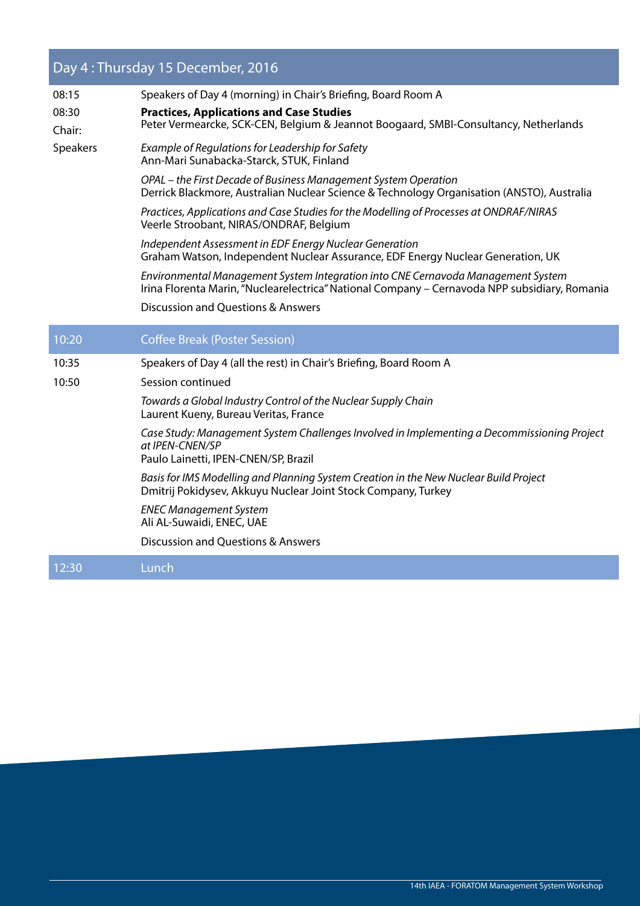## Day 4 : Thursday 15 December, 2016

| | |
|---|---|
| 08:15 | Speakers of Day 4 (morning) in Chair's Briefing, Board Room A |
| 08:30 | **Practices, Applications and Case Studies** |
| Chair: | Peter Vermearcke, SCK-CEN, Belgium & Jeannot Boogaard, SMBI-Consultancy, Netherlands |
| Speakers | *Example of Regulations for Leadership for Safety*<br>Ann-Mari Sunabacka-Starck, STUK, Finland |
| | *OPAL – the First Decade of Business Management System Operation*<br>Derrick Blackmore, Australian Nuclear Science & Technology Organisation (ANSTO), Australia |
| | *Practices, Applications and Case Studies for the Modelling of Processes at ONDRAF/NIRAS*<br>Veerle Stroobant, NIRAS/ONDRAF, Belgium |
| | *Independent Assessment in EDF Energy Nuclear Generation*<br>Graham Watson, Independent Nuclear Assurance, EDF Energy Nuclear Generation, UK |
| | *Environmental Management System Integration into CNE Cernavoda Management System*<br>Irina Florenta Marin, "Nuclearelectrica" National Company – Cernavoda NPP subsidiary, Romania |
| | Discussion and Questions & Answers |
| 10:20 | Coffee Break (Poster Session) |
| 10:35 | Speakers of Day 4 (all the rest) in Chair's Briefing, Board Room A |
| 10:50 | Session continued |
| | *Towards a Global Industry Control of the Nuclear Supply Chain*<br>Laurent Kueny, Bureau Veritas, France |
| | *Case Study: Management System Challenges Involved in Implementing a Decommissioning Project at IPEN-CNEN/SP*<br>Paulo Lainetti, IPEN-CNEN/SP, Brazil |
| | *Basis for IMS Modelling and Planning System Creation in the New Nuclear Build Project*<br>Dmitrij Pokidysev, Akkuyu Nuclear Joint Stock Company, Turkey |
| | *ENEC Management System*<br>Ali AL-Suwaidi, ENEC, UAE |
| | Discussion and Questions & Answers |
| 12:30 | Lunch |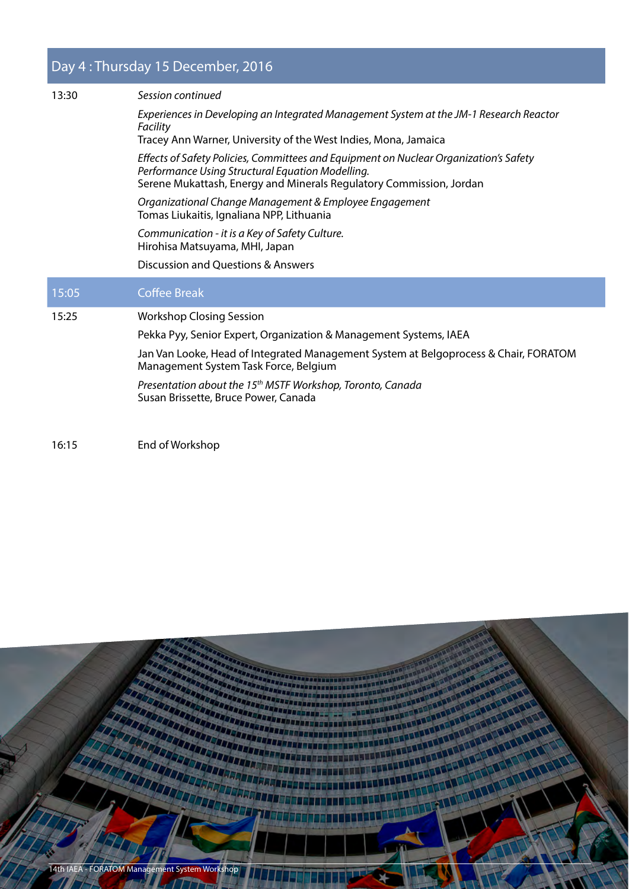## Day 4 : Thursday 15 December, 2016

**13:30** *Session continued*

*Experiences in Developing an Integrated Management System at the JM-1 Research Reactor Facility*
Tracey Ann Warner, University of the West Indies, Mona, Jamaica

*Effects of Safety Policies, Committees and Equipment on Nuclear Organization's Safety Performance Using Structural Equation Modelling.*
Serene Mukattash, Energy and Minerals Regulatory Commission, Jordan

*Organizational Change Management & Employee Engagement*
Tomas Liukaitis, Ignaliana NPP, Lithuania

*Communication - it is a Key of Safety Culture.*
Hirohisa Matsuyama, MHI, Japan

Discussion and Questions & Answers

**15:05** Coffee Break

**15:25** Workshop Closing Session

Pekka Pyy, Senior Expert, Organization & Management Systems, IAEA

Jan Van Looke, Head of Integrated Management System at Belgoprocess & Chair, FORATOM Management System Task Force, Belgium

*Presentation about the 15th MSTF Workshop, Toronto, Canada*
Susan Brissette, Bruce Power, Canada

**16:15** End of Workshop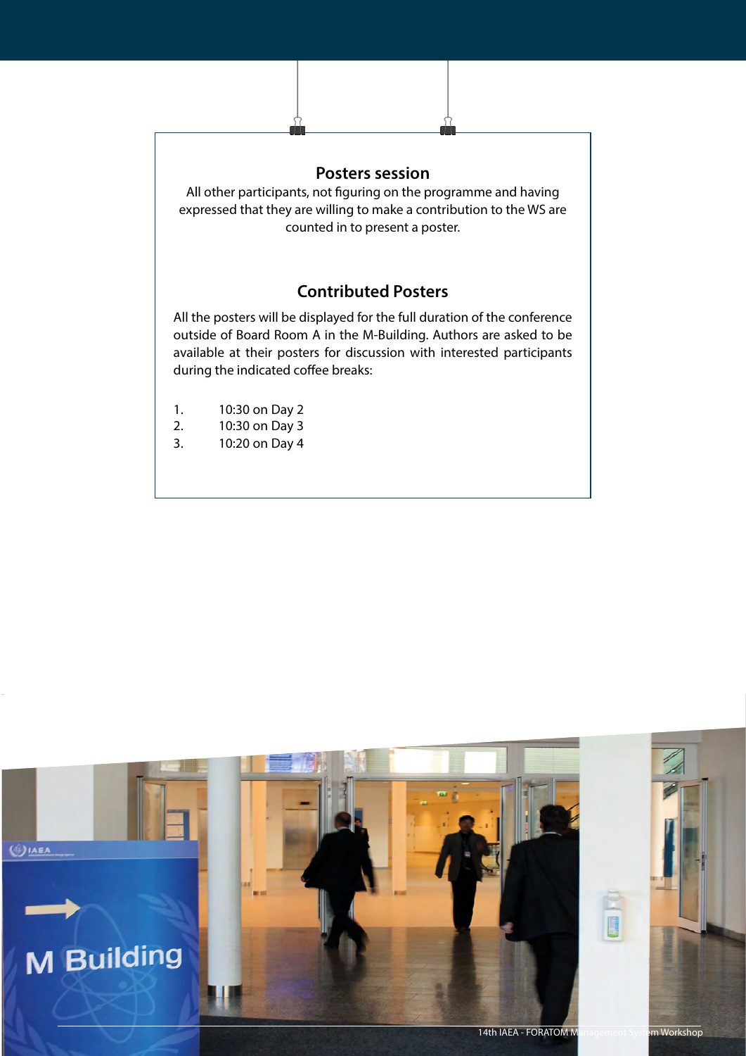## Posters session

All other participants, not figuring on the programme and having expressed that they are willing to make a contribution to the WS are counted in to present a poster.

## Contributed Posters

All the posters will be displayed for the full duration of the conference outside of Board Room A in the M-Building. Authors are asked to be available at their posters for discussion with interested participants during the indicated coffee breaks:

1. 10:30 on Day 2
2. 10:30 on Day 3
3. 10:20 on Day 4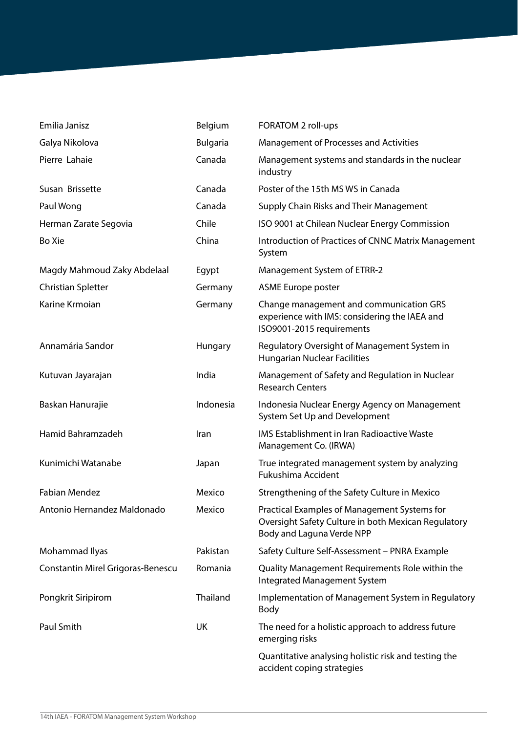| | | |
|---|---|---|
| Emilia Janisz | Belgium | FORATOM 2 roll-ups |
| Galya Nikolova | Bulgaria | Management of Processes and Activities |
| Pierre Lahaie | Canada | Management systems and standards in the nuclear industry |
| Susan Brissette | Canada | Poster of the 15th MS WS in Canada |
| Paul Wong | Canada | Supply Chain Risks and Their Management |
| Herman Zarate Segovia | Chile | ISO 9001 at Chilean Nuclear Energy Commission |
| Bo Xie | China | Introduction of Practices of CNNC Matrix Management System |
| Magdy Mahmoud Zaky Abdelaal | Egypt | Management System of ETRR-2 |
| Christian Spletter | Germany | ASME Europe poster |
| Karine Krmoian | Germany | Change management and communication GRS experience with IMS: considering the IAEA and ISO9001-2015 requirements |
| Annamária Sandor | Hungary | Regulatory Oversight of Management System in Hungarian Nuclear Facilities |
| Kutuvan Jayarajan | India | Management of Safety and Regulation in Nuclear Research Centers |
| Baskan Hanurajie | Indonesia | Indonesia Nuclear Energy Agency on Management System Set Up and Development |
| Hamid Bahramzadeh | Iran | IMS Establishment in Iran Radioactive Waste Management Co. (IRWA) |
| Kunimichi Watanabe | Japan | True integrated management system by analyzing Fukushima Accident |
| Fabian Mendez | Mexico | Strengthening of the Safety Culture in Mexico |
| Antonio Hernandez Maldonado | Mexico | Practical Examples of Management Systems for Oversight Safety Culture in both Mexican Regulatory Body and Laguna Verde NPP |
| Mohammad Ilyas | Pakistan | Safety Culture Self-Assessment – PNRA Example |
| Constantin Mirel Grigoras-Benescu | Romania | Quality Management Requirements Role within the Integrated Management System |
| Pongkrit Siripirom | Thailand | Implementation of Management System in Regulatory Body |
| Paul Smith | UK | The need for a holistic approach to address future emerging risks |
| | | Quantitative analysing holistic risk and testing the accident coping strategies |